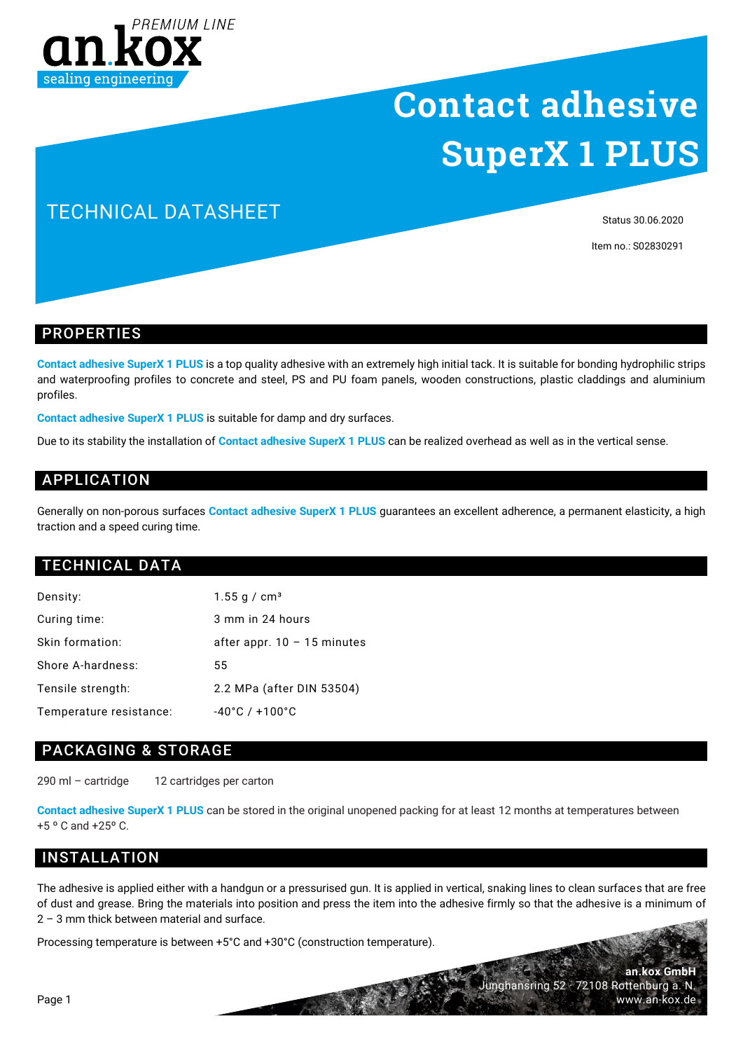an.kox PREMIUM LINE
sealing engineering

# Contact adhesive SuperX 1 PLUS

TECHNICAL DATASHEET

Status 30.06.2020

Item no.: S02830291

## PROPERTIES

**Contact adhesive SuperX 1 PLUS** is a top quality adhesive with an extremely high initial tack. It is suitable for bonding hydrophilic strips and waterproofing profiles to concrete and steel, PS and PU foam panels, wooden constructions, plastic claddings and aluminium profiles.

**Contact adhesive SuperX 1 PLUS** is suitable for damp and dry surfaces.

Due to its stability the installation of **Contact adhesive SuperX 1 PLUS** can be realized overhead as well as in the vertical sense.

## APPLICATION

Generally on non-porous surfaces **Contact adhesive SuperX 1 PLUS** guarantees an excellent adherence, a permanent elasticity, a high traction and a speed curing time.

## TECHNICAL DATA

| | |
|---|---|
| Density: | 1.55 g / cm³ |
| Curing time: | 3 mm in 24 hours |
| Skin formation: | after appr. 10 – 15 minutes |
| Shore A-hardness: | 55 |
| Tensile strength: | 2.2 MPa (after DIN 53504) |
| Temperature resistance: | -40°C / +100°C |

## PACKAGING & STORAGE

290 ml – cartridge 12 cartridges per carton

**Contact adhesive SuperX 1 PLUS** can be stored in the original unopened packing for at least 12 months at temperatures between +5 º C and +25º C.

## INSTALLATION

The adhesive is applied either with a handgun or a pressurised gun. It is applied in vertical, snaking lines to clean surfaces that are free of dust and grease. Bring the materials into position and press the item into the adhesive firmly so that the adhesive is a minimum of 2 – 3 mm thick between material and surface.

Processing temperature is between +5°C and +30°C (construction temperature).

**an.kox GmbH**
Junghansring 52 · 72108 Rottenburg a. N.
www.an-kox.de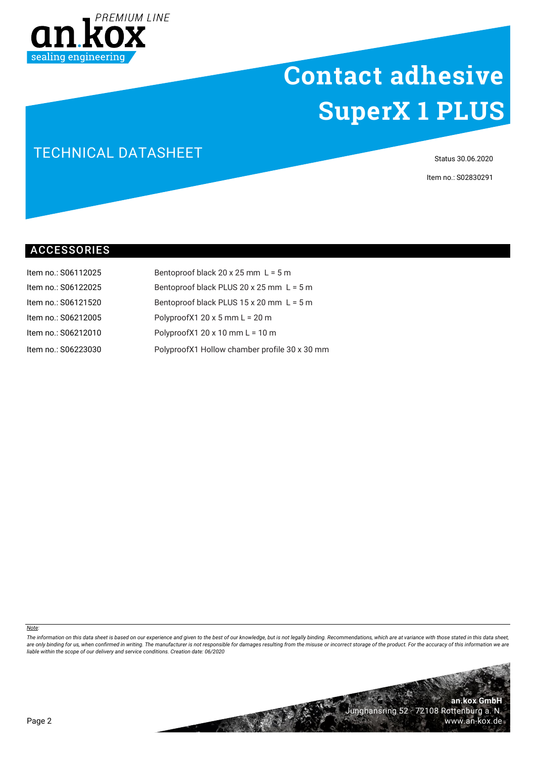# Contact adhesive SuperX 1 PLUS

## TECHNICAL DATASHEET

Status 30.06.2020

Item no.: S02830291

## ACCESSORIES

| | |
|---|---|
| Item no.: S06112025 | Bentoproof black 20 x 25 mm L = 5 m |
| Item no.: S06122025 | Bentoproof black PLUS 20 x 25 mm L = 5 m |
| Item no.: S06121520 | Bentoproof black PLUS 15 x 20 mm L = 5 m |
| Item no.: S06212005 | PolyproofX1 20 x 5 mm L = 20 m |
| Item no.: S06212010 | PolyproofX1 20 x 10 mm L = 10 m |
| Item no.: S06223030 | PolyproofX1 Hollow chamber profile 30 x 30 mm |

*Note:*

*The information on this data sheet is based on our experience and given to the best of our knowledge, but is not legally binding. Recommendations, which are at variance with those stated in this data sheet, are only binding for us, when confirmed in writing. The manufacturer is not responsible for damages resulting from the misuse or incorrect storage of the product. For the accuracy of this information we are liable within the scope of our delivery and service conditions. Creation date: 06/2020*

**an.kox GmbH**
Junghansring 52 · 72108 Rottenburg a. N.
www.an-kox.de